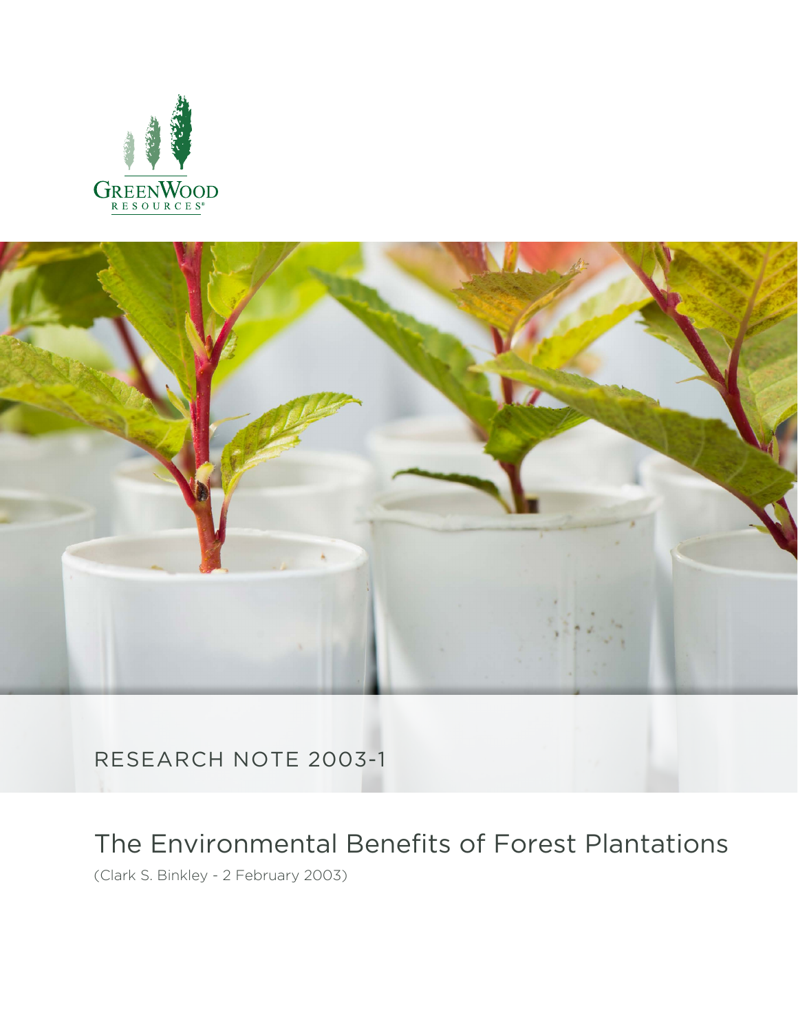GreenWood Resources

RESEARCH NOTE 2003-1

# The Environmental Benefits of Forest Plantations

(Clark S. Binkley - 2 February 2003)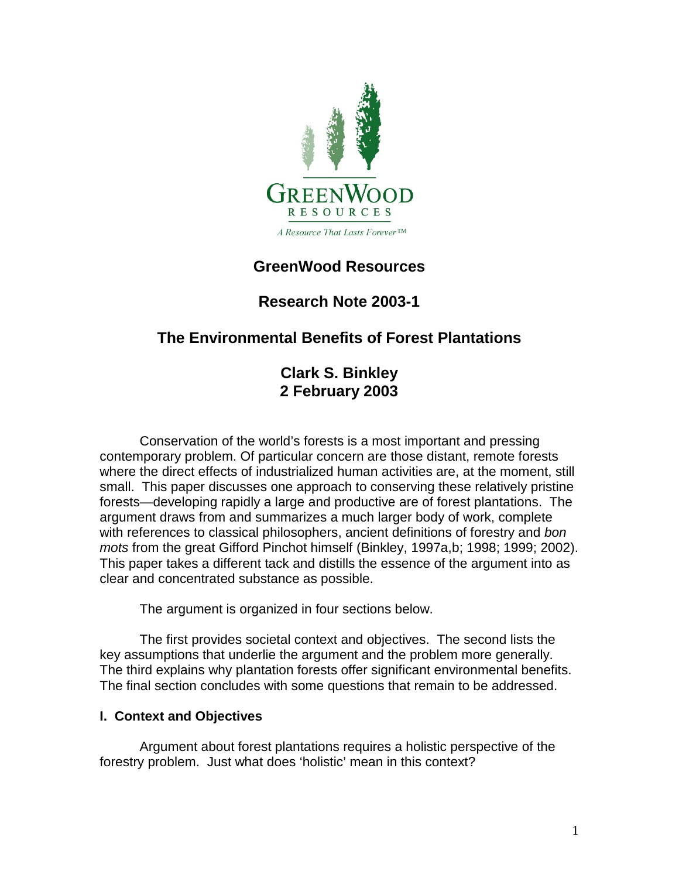# GreenWood Resources

## Research Note 2003-1

## The Environmental Benefits of Forest Plantations

### Clark S. Binkley
### 2 February 2003

Conservation of the world's forests is a most important and pressing contemporary problem. Of particular concern are those distant, remote forests where the direct effects of industrialized human activities are, at the moment, still small. This paper discusses one approach to conserving these relatively pristine forests—developing rapidly a large and productive are of forest plantations. The argument draws from and summarizes a much larger body of work, complete with references to classical philosophers, ancient definitions of forestry and *bon mots* from the great Gifford Pinchot himself (Binkley, 1997a,b; 1998; 1999; 2002). This paper takes a different tack and distills the essence of the argument into as clear and concentrated substance as possible.

The argument is organized in four sections below.

The first provides societal context and objectives. The second lists the key assumptions that underlie the argument and the problem more generally. The third explains why plantation forests offer significant environmental benefits. The final section concludes with some questions that remain to be addressed.

#### I. Context and Objectives

Argument about forest plantations requires a holistic perspective of the forestry problem. Just what does 'holistic' mean in this context?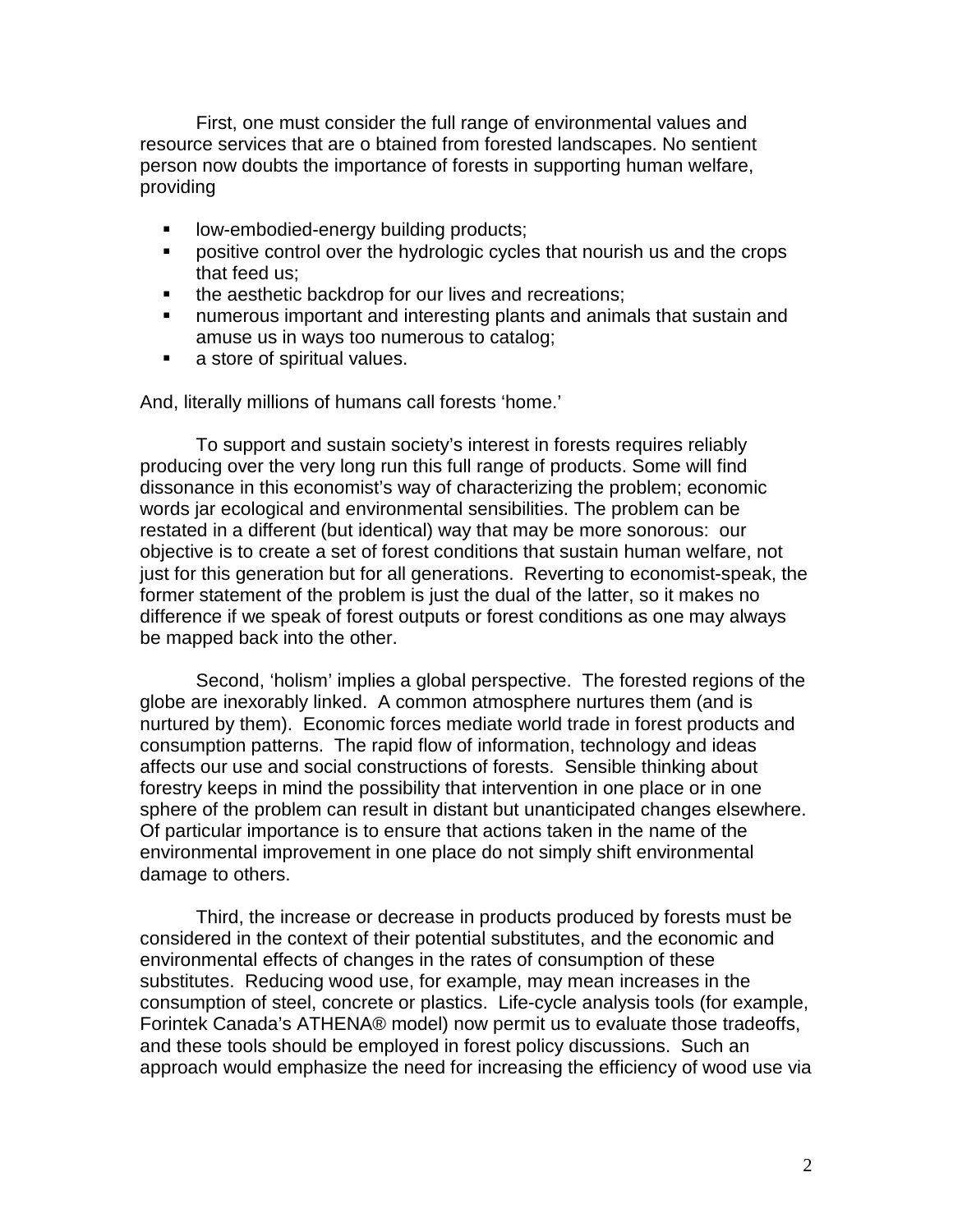First, one must consider the full range of environmental values and resource services that are o btained from forested landscapes. No sentient person now doubts the importance of forests in supporting human welfare, providing

- low-embodied-energy building products;
- positive control over the hydrologic cycles that nourish us and the crops that feed us;
- the aesthetic backdrop for our lives and recreations;
- numerous important and interesting plants and animals that sustain and amuse us in ways too numerous to catalog;
- a store of spiritual values.

And, literally millions of humans call forests 'home.'

To support and sustain society's interest in forests requires reliably producing over the very long run this full range of products. Some will find dissonance in this economist's way of characterizing the problem; economic words jar ecological and environmental sensibilities. The problem can be restated in a different (but identical) way that may be more sonorous: our objective is to create a set of forest conditions that sustain human welfare, not just for this generation but for all generations. Reverting to economist-speak, the former statement of the problem is just the dual of the latter, so it makes no difference if we speak of forest outputs or forest conditions as one may always be mapped back into the other.

Second, 'holism' implies a global perspective. The forested regions of the globe are inexorably linked. A common atmosphere nurtures them (and is nurtured by them). Economic forces mediate world trade in forest products and consumption patterns. The rapid flow of information, technology and ideas affects our use and social constructions of forests. Sensible thinking about forestry keeps in mind the possibility that intervention in one place or in one sphere of the problem can result in distant but unanticipated changes elsewhere. Of particular importance is to ensure that actions taken in the name of the environmental improvement in one place do not simply shift environmental damage to others.

Third, the increase or decrease in products produced by forests must be considered in the context of their potential substitutes, and the economic and environmental effects of changes in the rates of consumption of these substitutes. Reducing wood use, for example, may mean increases in the consumption of steel, concrete or plastics. Life-cycle analysis tools (for example, Forintek Canada's ATHENA® model) now permit us to evaluate those tradeoffs, and these tools should be employed in forest policy discussions. Such an approach would emphasize the need for increasing the efficiency of wood use via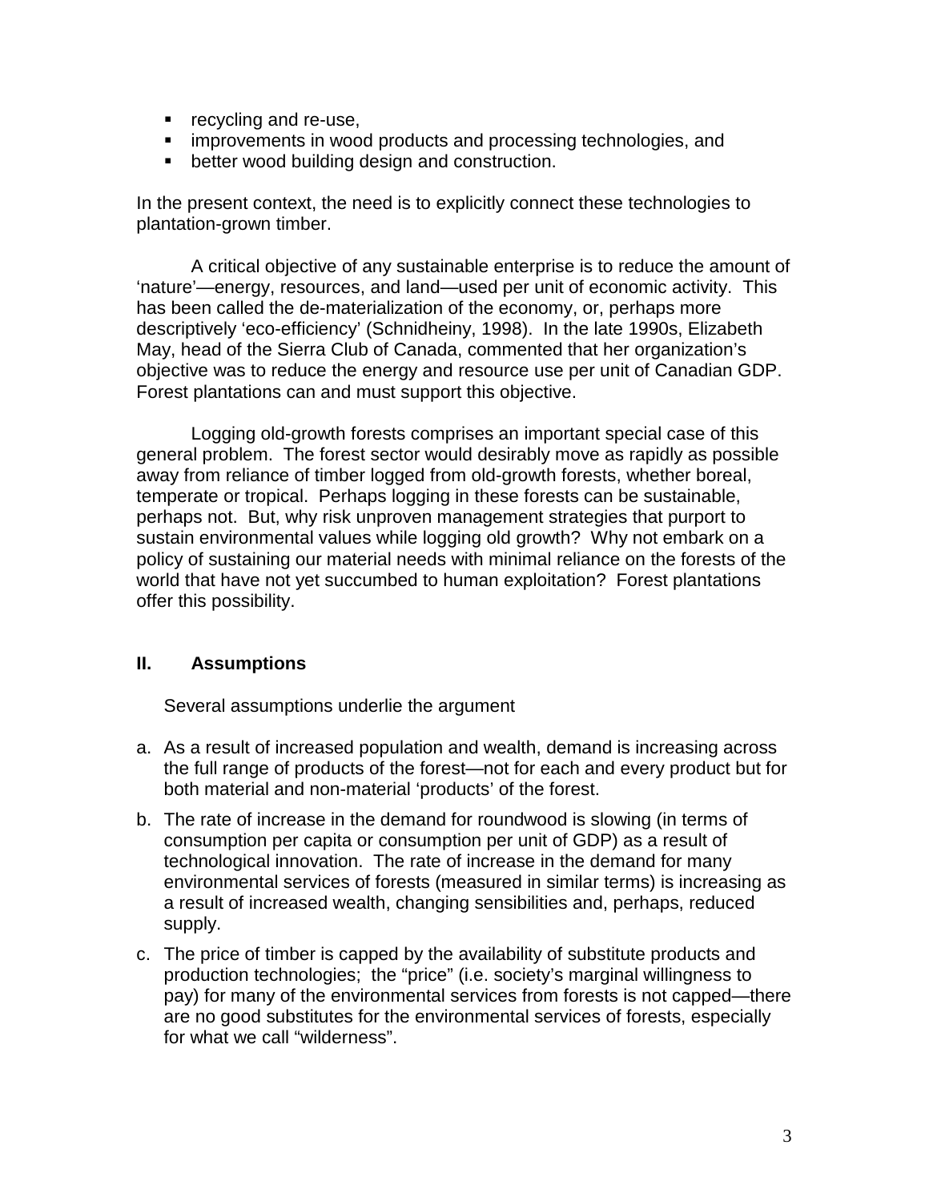- recycling and re-use,
- improvements in wood products and processing technologies, and
- better wood building design and construction.

In the present context, the need is to explicitly connect these technologies to plantation-grown timber.

A critical objective of any sustainable enterprise is to reduce the amount of 'nature'—energy, resources, and land—used per unit of economic activity. This has been called the de-materialization of the economy, or, perhaps more descriptively 'eco-efficiency' (Schnidheiny, 1998). In the late 1990s, Elizabeth May, head of the Sierra Club of Canada, commented that her organization's objective was to reduce the energy and resource use per unit of Canadian GDP. Forest plantations can and must support this objective.

Logging old-growth forests comprises an important special case of this general problem. The forest sector would desirably move as rapidly as possible away from reliance of timber logged from old-growth forests, whether boreal, temperate or tropical. Perhaps logging in these forests can be sustainable, perhaps not. But, why risk unproven management strategies that purport to sustain environmental values while logging old growth? Why not embark on a policy of sustaining our material needs with minimal reliance on the forests of the world that have not yet succumbed to human exploitation? Forest plantations offer this possibility.

## II. Assumptions

Several assumptions underlie the argument

a. As a result of increased population and wealth, demand is increasing across the full range of products of the forest—not for each and every product but for both material and non-material 'products' of the forest.

b. The rate of increase in the demand for roundwood is slowing (in terms of consumption per capita or consumption per unit of GDP) as a result of technological innovation. The rate of increase in the demand for many environmental services of forests (measured in similar terms) is increasing as a result of increased wealth, changing sensibilities and, perhaps, reduced supply.

c. The price of timber is capped by the availability of substitute products and production technologies; the "price" (i.e. society's marginal willingness to pay) for many of the environmental services from forests is not capped—there are no good substitutes for the environmental services of forests, especially for what we call "wilderness".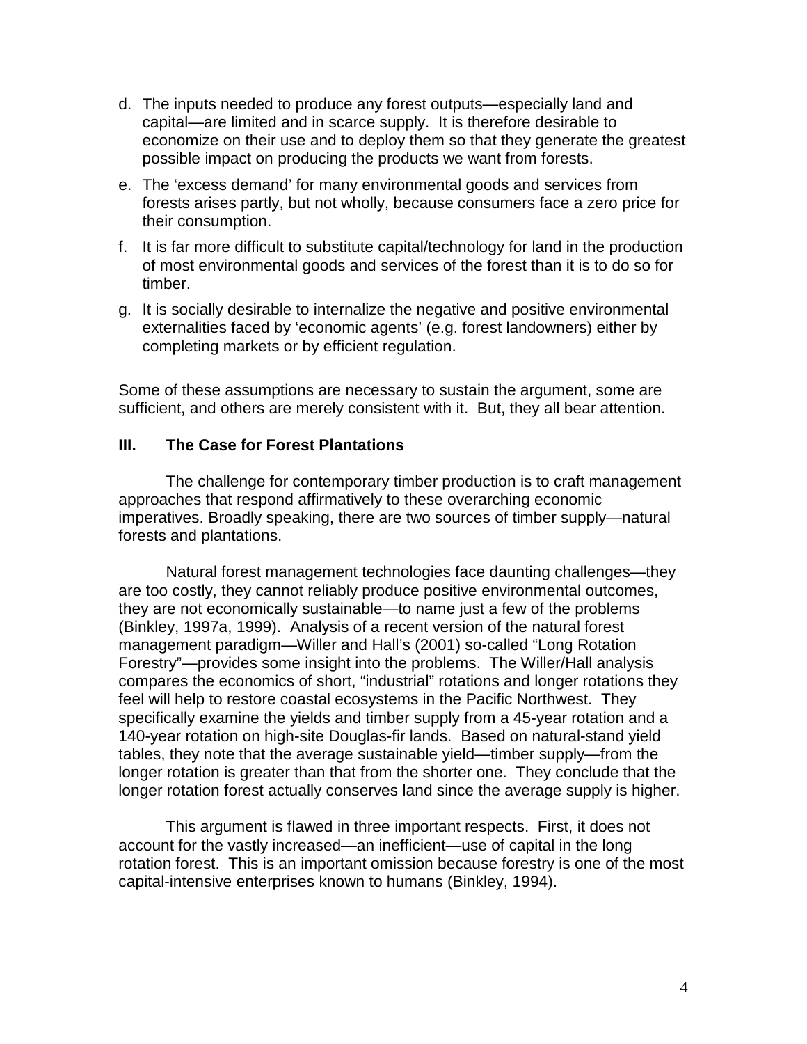d. The inputs needed to produce any forest outputs—especially land and capital—are limited and in scarce supply. It is therefore desirable to economize on their use and to deploy them so that they generate the greatest possible impact on producing the products we want from forests.

e. The 'excess demand' for many environmental goods and services from forests arises partly, but not wholly, because consumers face a zero price for their consumption.

f. It is far more difficult to substitute capital/technology for land in the production of most environmental goods and services of the forest than it is to do so for timber.

g. It is socially desirable to internalize the negative and positive environmental externalities faced by 'economic agents' (e.g. forest landowners) either by completing markets or by efficient regulation.

Some of these assumptions are necessary to sustain the argument, some are sufficient, and others are merely consistent with it. But, they all bear attention.

## III. The Case for Forest Plantations

The challenge for contemporary timber production is to craft management approaches that respond affirmatively to these overarching economic imperatives. Broadly speaking, there are two sources of timber supply—natural forests and plantations.

Natural forest management technologies face daunting challenges—they are too costly, they cannot reliably produce positive environmental outcomes, they are not economically sustainable—to name just a few of the problems (Binkley, 1997a, 1999). Analysis of a recent version of the natural forest management paradigm—Willer and Hall's (2001) so-called "Long Rotation Forestry"—provides some insight into the problems. The Willer/Hall analysis compares the economics of short, "industrial" rotations and longer rotations they feel will help to restore coastal ecosystems in the Pacific Northwest. They specifically examine the yields and timber supply from a 45-year rotation and a 140-year rotation on high-site Douglas-fir lands. Based on natural-stand yield tables, they note that the average sustainable yield—timber supply—from the longer rotation is greater than that from the shorter one. They conclude that the longer rotation forest actually conserves land since the average supply is higher.

This argument is flawed in three important respects. First, it does not account for the vastly increased—an inefficient—use of capital in the long rotation forest. This is an important omission because forestry is one of the most capital-intensive enterprises known to humans (Binkley, 1994).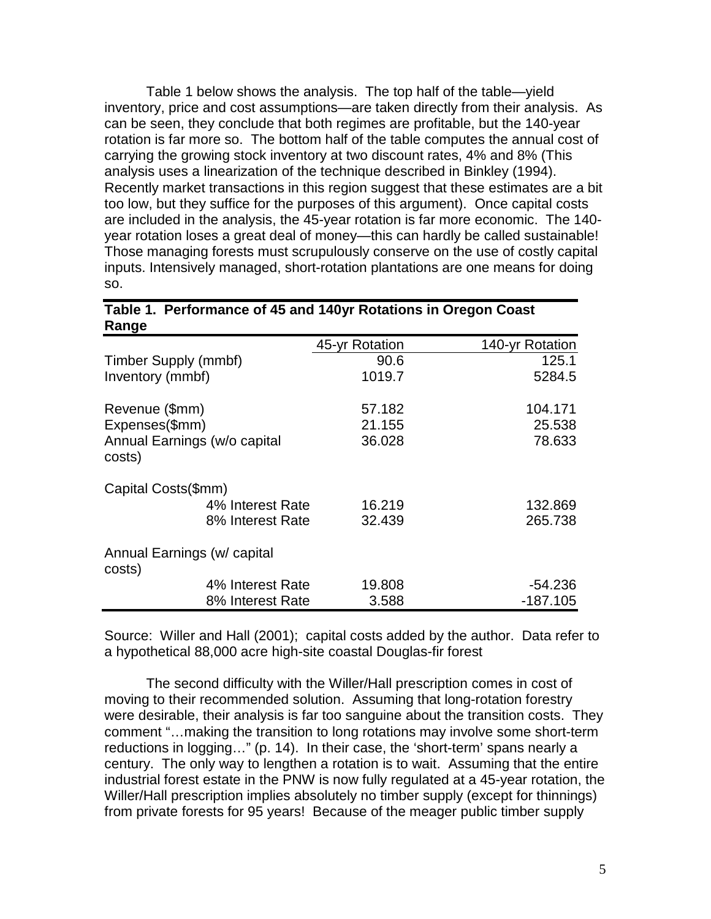Table 1 below shows the analysis. The top half of the table—yield inventory, price and cost assumptions—are taken directly from their analysis. As can be seen, they conclude that both regimes are profitable, but the 140-year rotation is far more so. The bottom half of the table computes the annual cost of carrying the growing stock inventory at two discount rates, 4% and 8% (This analysis uses a linearization of the technique described in Binkley (1994). Recently market transactions in this region suggest that these estimates are a bit too low, but they suffice for the purposes of this argument). Once capital costs are included in the analysis, the 45-year rotation is far more economic. The 140-year rotation loses a great deal of money—this can hardly be called sustainable! Those managing forests must scrupulously conserve on the use of costly capital inputs. Intensively managed, short-rotation plantations are one means for doing so.

**Table 1. Performance of 45 and 140yr Rotations in Oregon Coast Range**

| | 45-yr Rotation | 140-yr Rotation |
|---|---|---|
| Timber Supply (mmbf) | 90.6 | 125.1 |
| Inventory (mmbf) | 1019.7 | 5284.5 |
| Revenue ($mm) | 57.182 | 104.171 |
| Expenses($mm) | 21.155 | 25.538 |
| Annual Earnings (w/o capital costs) | 36.028 | 78.633 |
| Capital Costs($mm) | | |
| 4% Interest Rate | 16.219 | 132.869 |
| 8% Interest Rate | 32.439 | 265.738 |
| Annual Earnings (w/ capital costs) | | |
| 4% Interest Rate | 19.808 | -54.236 |
| 8% Interest Rate | 3.588 | -187.105 |

Source: Willer and Hall (2001); capital costs added by the author. Data refer to a hypothetical 88,000 acre high-site coastal Douglas-fir forest

The second difficulty with the Willer/Hall prescription comes in cost of moving to their recommended solution. Assuming that long-rotation forestry were desirable, their analysis is far too sanguine about the transition costs. They comment "…making the transition to long rotations may involve some short-term reductions in logging…" (p. 14). In their case, the 'short-term' spans nearly a century. The only way to lengthen a rotation is to wait. Assuming that the entire industrial forest estate in the PNW is now fully regulated at a 45-year rotation, the Willer/Hall prescription implies absolutely no timber supply (except for thinnings) from private forests for 95 years! Because of the meager public timber supply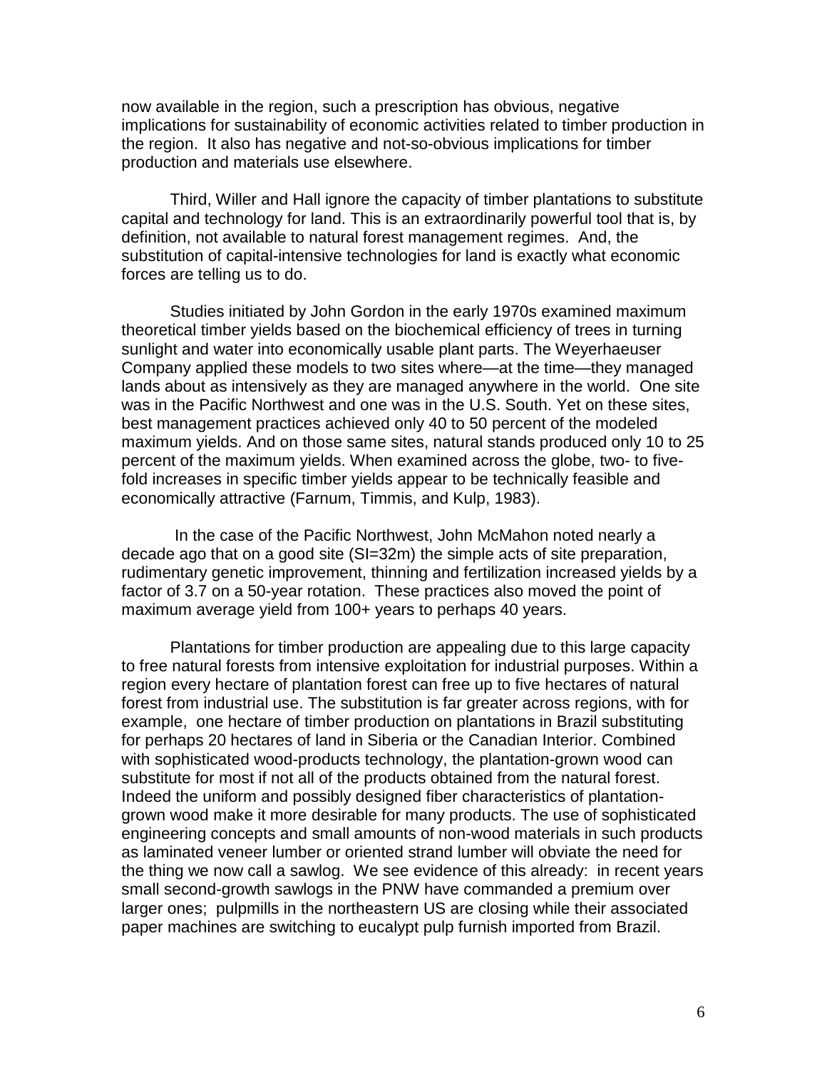now available in the region, such a prescription has obvious, negative implications for sustainability of economic activities related to timber production in the region. It also has negative and not-so-obvious implications for timber production and materials use elsewhere.

Third, Willer and Hall ignore the capacity of timber plantations to substitute capital and technology for land. This is an extraordinarily powerful tool that is, by definition, not available to natural forest management regimes. And, the substitution of capital-intensive technologies for land is exactly what economic forces are telling us to do.

Studies initiated by John Gordon in the early 1970s examined maximum theoretical timber yields based on the biochemical efficiency of trees in turning sunlight and water into economically usable plant parts. The Weyerhaeuser Company applied these models to two sites where—at the time—they managed lands about as intensively as they are managed anywhere in the world. One site was in the Pacific Northwest and one was in the U.S. South. Yet on these sites, best management practices achieved only 40 to 50 percent of the modeled maximum yields. And on those same sites, natural stands produced only 10 to 25 percent of the maximum yields. When examined across the globe, two- to five-fold increases in specific timber yields appear to be technically feasible and economically attractive (Farnum, Timmis, and Kulp, 1983).

In the case of the Pacific Northwest, John McMahon noted nearly a decade ago that on a good site (SI=32m) the simple acts of site preparation, rudimentary genetic improvement, thinning and fertilization increased yields by a factor of 3.7 on a 50-year rotation. These practices also moved the point of maximum average yield from 100+ years to perhaps 40 years.

Plantations for timber production are appealing due to this large capacity to free natural forests from intensive exploitation for industrial purposes. Within a region every hectare of plantation forest can free up to five hectares of natural forest from industrial use. The substitution is far greater across regions, with for example, one hectare of timber production on plantations in Brazil substituting for perhaps 20 hectares of land in Siberia or the Canadian Interior. Combined with sophisticated wood-products technology, the plantation-grown wood can substitute for most if not all of the products obtained from the natural forest. Indeed the uniform and possibly designed fiber characteristics of plantation-grown wood make it more desirable for many products. The use of sophisticated engineering concepts and small amounts of non-wood materials in such products as laminated veneer lumber or oriented strand lumber will obviate the need for the thing we now call a sawlog. We see evidence of this already: in recent years small second-growth sawlogs in the PNW have commanded a premium over larger ones; pulpmills in the northeastern US are closing while their associated paper machines are switching to eucalypt pulp furnish imported from Brazil.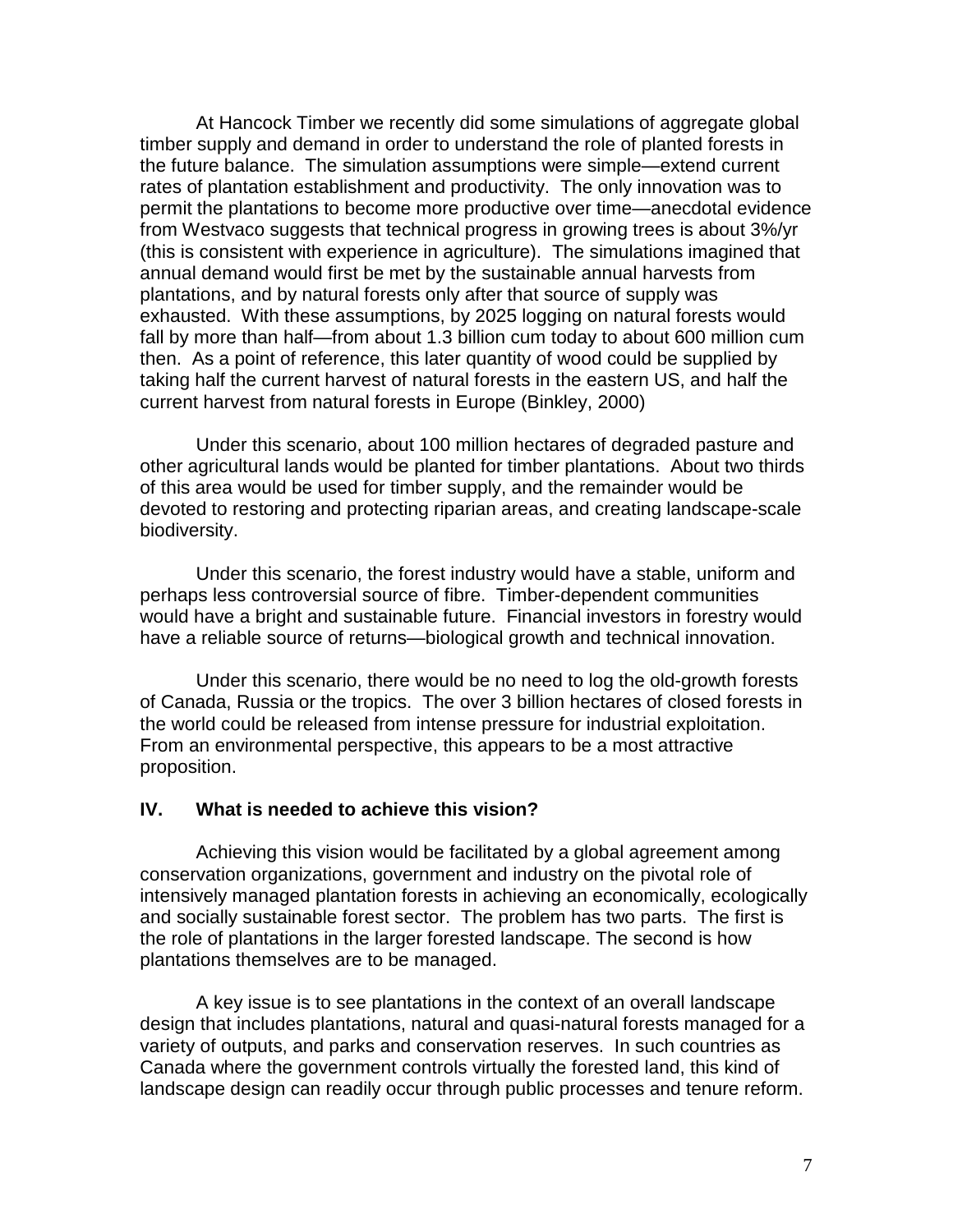At Hancock Timber we recently did some simulations of aggregate global timber supply and demand in order to understand the role of planted forests in the future balance. The simulation assumptions were simple—extend current rates of plantation establishment and productivity. The only innovation was to permit the plantations to become more productive over time—anecdotal evidence from Westvaco suggests that technical progress in growing trees is about 3%/yr (this is consistent with experience in agriculture). The simulations imagined that annual demand would first be met by the sustainable annual harvests from plantations, and by natural forests only after that source of supply was exhausted. With these assumptions, by 2025 logging on natural forests would fall by more than half—from about 1.3 billion cum today to about 600 million cum then. As a point of reference, this later quantity of wood could be supplied by taking half the current harvest of natural forests in the eastern US, and half the current harvest from natural forests in Europe (Binkley, 2000)

Under this scenario, about 100 million hectares of degraded pasture and other agricultural lands would be planted for timber plantations. About two thirds of this area would be used for timber supply, and the remainder would be devoted to restoring and protecting riparian areas, and creating landscape-scale biodiversity.

Under this scenario, the forest industry would have a stable, uniform and perhaps less controversial source of fibre. Timber-dependent communities would have a bright and sustainable future. Financial investors in forestry would have a reliable source of returns—biological growth and technical innovation.

Under this scenario, there would be no need to log the old-growth forests of Canada, Russia or the tropics. The over 3 billion hectares of closed forests in the world could be released from intense pressure for industrial exploitation. From an environmental perspective, this appears to be a most attractive proposition.

## IV. What is needed to achieve this vision?

Achieving this vision would be facilitated by a global agreement among conservation organizations, government and industry on the pivotal role of intensively managed plantation forests in achieving an economically, ecologically and socially sustainable forest sector. The problem has two parts. The first is the role of plantations in the larger forested landscape. The second is how plantations themselves are to be managed.

A key issue is to see plantations in the context of an overall landscape design that includes plantations, natural and quasi-natural forests managed for a variety of outputs, and parks and conservation reserves. In such countries as Canada where the government controls virtually the forested land, this kind of landscape design can readily occur through public processes and tenure reform.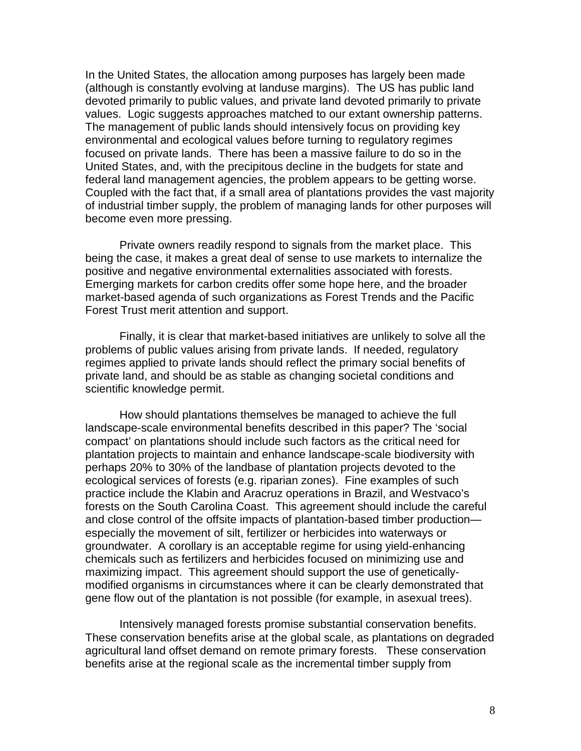In the United States, the allocation among purposes has largely been made (although is constantly evolving at landuse margins). The US has public land devoted primarily to public values, and private land devoted primarily to private values. Logic suggests approaches matched to our extant ownership patterns. The management of public lands should intensively focus on providing key environmental and ecological values before turning to regulatory regimes focused on private lands. There has been a massive failure to do so in the United States, and, with the precipitous decline in the budgets for state and federal land management agencies, the problem appears to be getting worse. Coupled with the fact that, if a small area of plantations provides the vast majority of industrial timber supply, the problem of managing lands for other purposes will become even more pressing.

Private owners readily respond to signals from the market place. This being the case, it makes a great deal of sense to use markets to internalize the positive and negative environmental externalities associated with forests. Emerging markets for carbon credits offer some hope here, and the broader market-based agenda of such organizations as Forest Trends and the Pacific Forest Trust merit attention and support.

Finally, it is clear that market-based initiatives are unlikely to solve all the problems of public values arising from private lands. If needed, regulatory regimes applied to private lands should reflect the primary social benefits of private land, and should be as stable as changing societal conditions and scientific knowledge permit.

How should plantations themselves be managed to achieve the full landscape-scale environmental benefits described in this paper? The 'social compact' on plantations should include such factors as the critical need for plantation projects to maintain and enhance landscape-scale biodiversity with perhaps 20% to 30% of the landbase of plantation projects devoted to the ecological services of forests (e.g. riparian zones). Fine examples of such practice include the Klabin and Aracruz operations in Brazil, and Westvaco's forests on the South Carolina Coast. This agreement should include the careful and close control of the offsite impacts of plantation-based timber production—especially the movement of silt, fertilizer or herbicides into waterways or groundwater. A corollary is an acceptable regime for using yield-enhancing chemicals such as fertilizers and herbicides focused on minimizing use and maximizing impact. This agreement should support the use of genetically-modified organisms in circumstances where it can be clearly demonstrated that gene flow out of the plantation is not possible (for example, in asexual trees).

Intensively managed forests promise substantial conservation benefits. These conservation benefits arise at the global scale, as plantations on degraded agricultural land offset demand on remote primary forests. These conservation benefits arise at the regional scale as the incremental timber supply from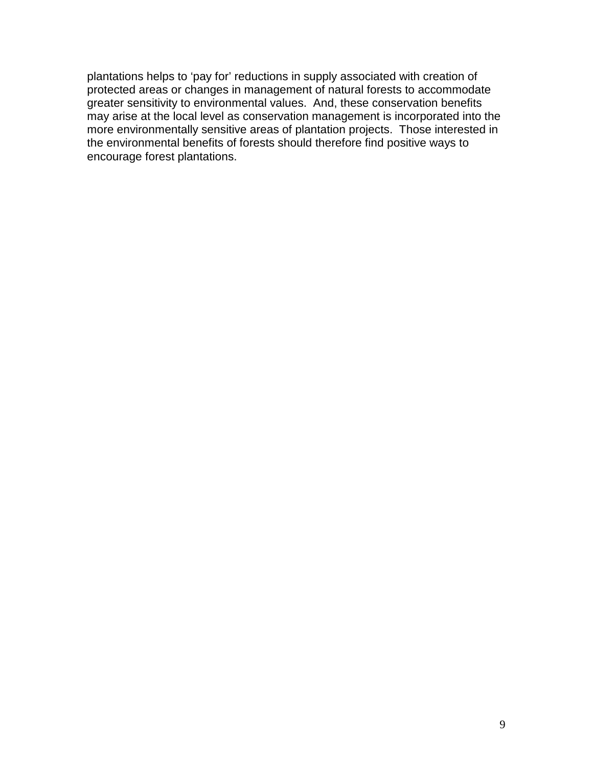plantations helps to ‘pay for’ reductions in supply associated with creation of protected areas or changes in management of natural forests to accommodate greater sensitivity to environmental values. And, these conservation benefits may arise at the local level as conservation management is incorporated into the more environmentally sensitive areas of plantation projects. Those interested in the environmental benefits of forests should therefore find positive ways to encourage forest plantations.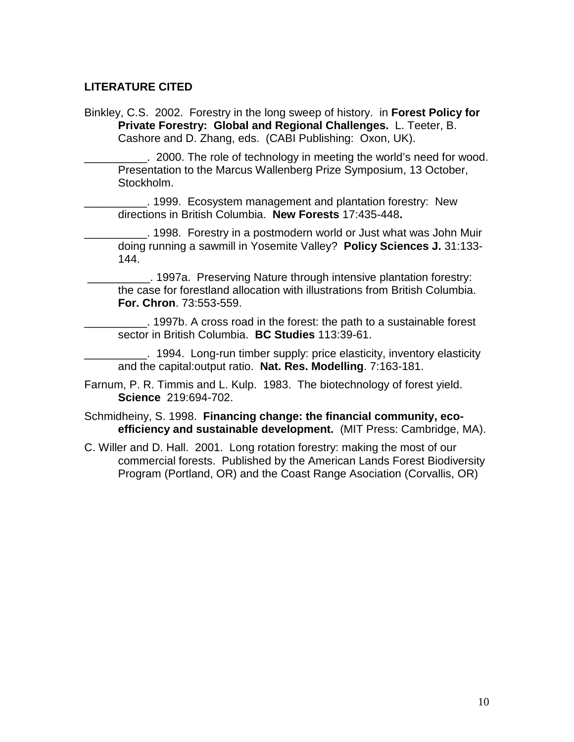**LITERATURE CITED**

Binkley, C.S. 2002. Forestry in the long sweep of history. in **Forest Policy for Private Forestry: Global and Regional Challenges.** L. Teeter, B. Cashore and D. Zhang, eds. (CABI Publishing: Oxon, UK).

__________. 2000. The role of technology in meeting the world's need for wood. Presentation to the Marcus Wallenberg Prize Symposium, 13 October, Stockholm.

__________. 1999. Ecosystem management and plantation forestry: New directions in British Columbia. **New Forests** 17:435-448**.**

__________. 1998. Forestry in a postmodern world or Just what was John Muir doing running a sawmill in Yosemite Valley? **Policy Sciences J.** 31:133-144.

__________. 1997a. Preserving Nature through intensive plantation forestry: the case for forestland allocation with illustrations from British Columbia. **For. Chron**. 73:553-559.

__________. 1997b. A cross road in the forest: the path to a sustainable forest sector in British Columbia. **BC Studies** 113:39-61.

__________. 1994. Long-run timber supply: price elasticity, inventory elasticity and the capital:output ratio. **Nat. Res. Modelling**. 7:163-181.

Farnum, P. R. Timmis and L. Kulp. 1983. The biotechnology of forest yield. **Science** 219:694-702.

Schmidheiny, S. 1998. **Financing change: the financial community, eco-efficiency and sustainable development.** (MIT Press: Cambridge, MA).

C. Willer and D. Hall. 2001. Long rotation forestry: making the most of our commercial forests. Published by the American Lands Forest Biodiversity Program (Portland, OR) and the Coast Range Asociation (Corvallis, OR)